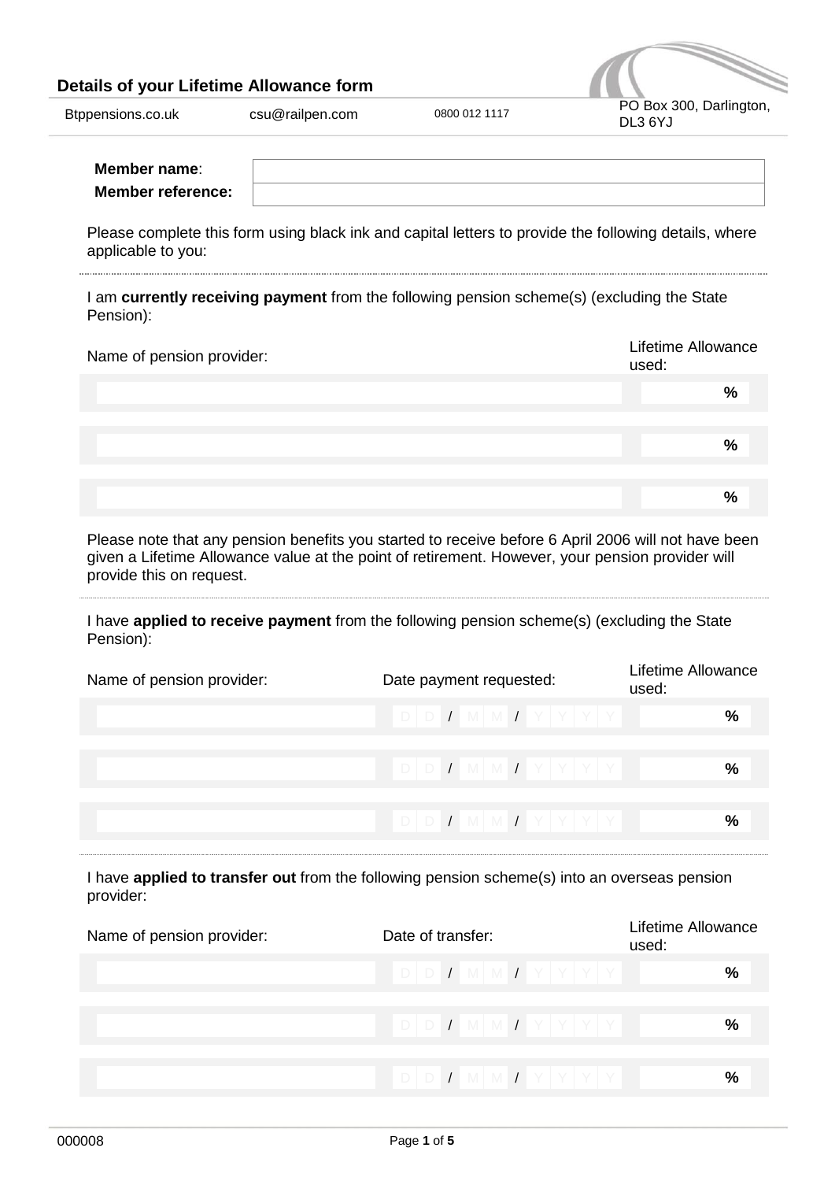## Details of your Lifetime Allowance form

| Btppensions.co.uk | csu@railpen.com | 0800 012 1117 | PO Box 300, Darlington, DL3 6YJ |
|---|---|---|---|

| | |
|---|---|
| **Member name**: | |
| **Member reference:** | |

Please complete this form using black ink and capital letters to provide the following details, where applicable to you:

I am **currently receiving payment** from the following pension scheme(s) (excluding the State Pension):

| Name of pension provider: | Lifetime Allowance used: |
|---|---|
| | % |
| | % |
| | % |

Please note that any pension benefits you started to receive before 6 April 2006 will not have been given a Lifetime Allowance value at the point of retirement. However, your pension provider will provide this on request.

I have **applied to receive payment** from the following pension scheme(s) (excluding the State Pension):

| Name of pension provider: | Date payment requested: | Lifetime Allowance used: |
|---|---|---|
| | DD / MM / YYYY | % |
| | DD / MM / YYYY | % |
| | DD / MM / YYYY | % |

I have **applied to transfer out** from the following pension scheme(s) into an overseas pension provider:

| Name of pension provider: | Date of transfer: | Lifetime Allowance used: |
|---|---|---|
| | DD / MM / YYYY | % |
| | DD / MM / YYYY | % |
| | DD / MM / YYYY | % |

000008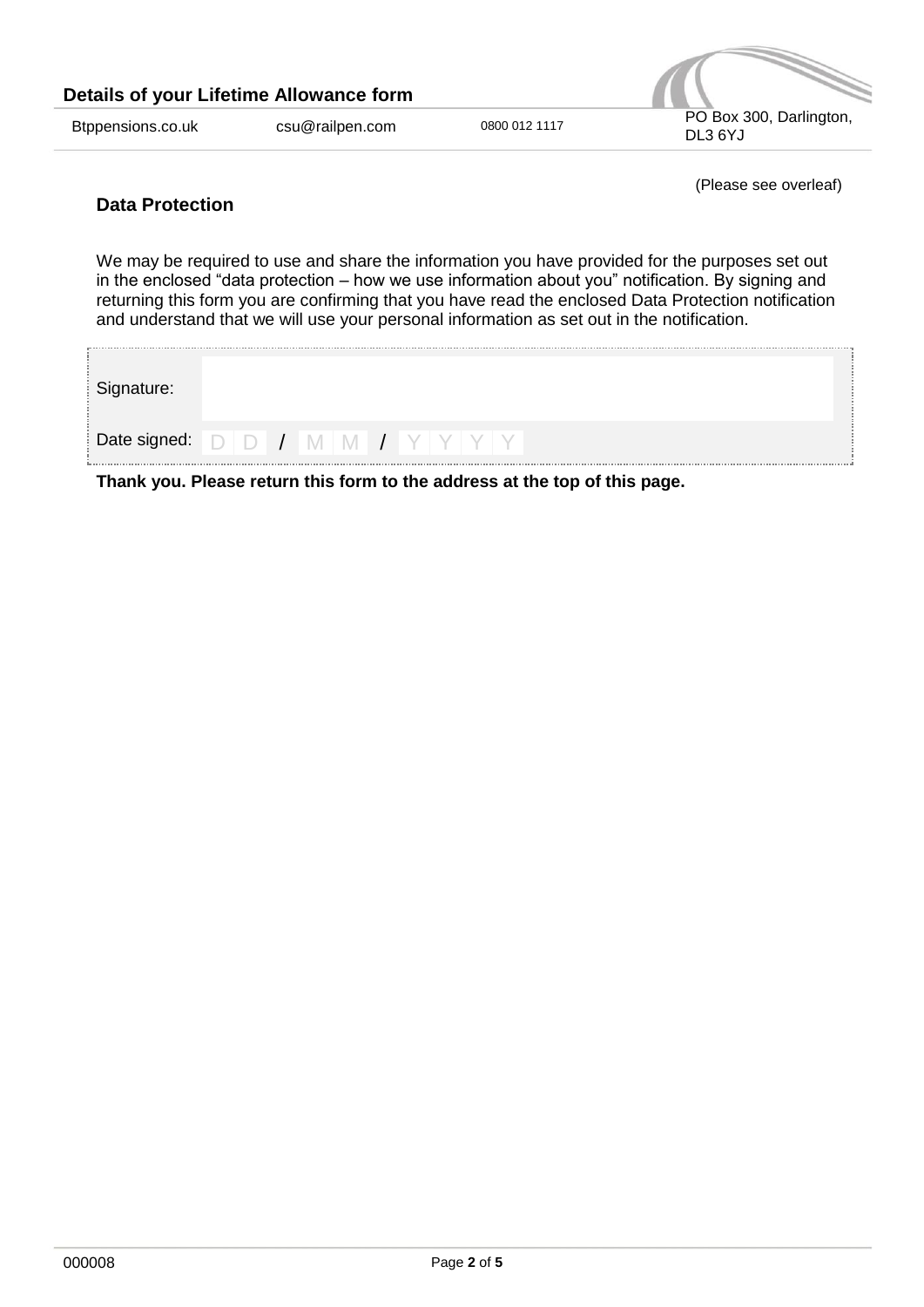(Please see overleaf)

## Data Protection

We may be required to use and share the information you have provided for the purposes set out in the enclosed "data protection – how we use information about you" notification. By signing and returning this form you are confirming that you have read the enclosed Data Protection notification and understand that we will use your personal information as set out in the notification.

| | |
|---|---|
| Signature: | |
| Date signed: | D D / M M / Y Y Y Y |

**Thank you. Please return this form to the address at the top of this page.**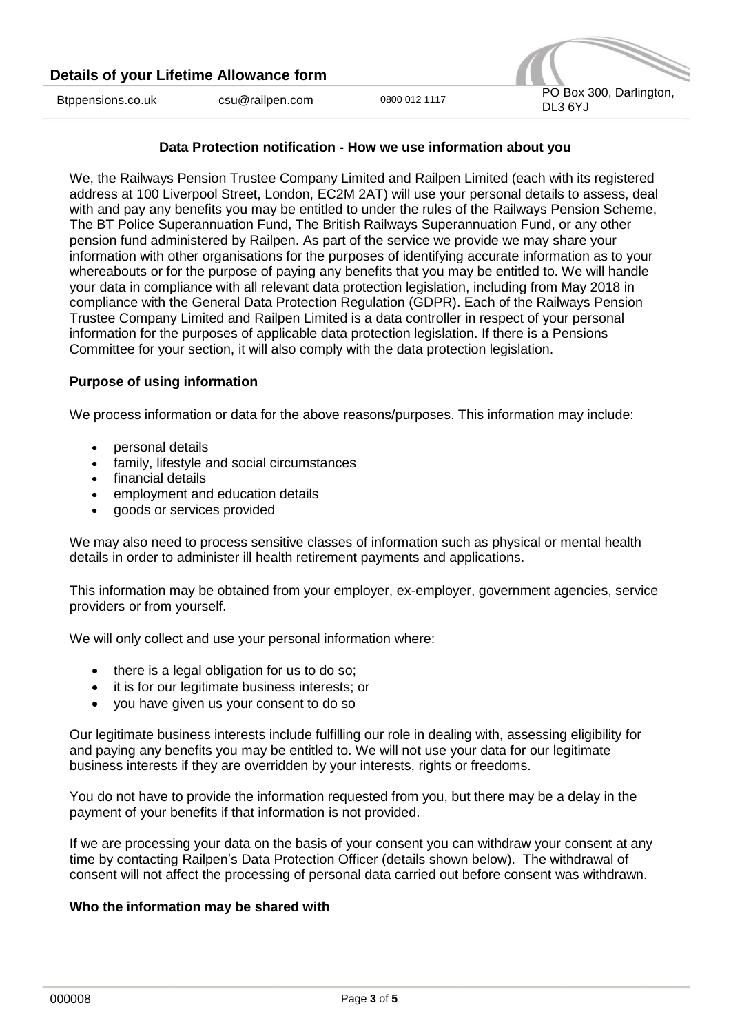## Data Protection notification - How we use information about you

We, the Railways Pension Trustee Company Limited and Railpen Limited (each with its registered address at 100 Liverpool Street, London, EC2M 2AT) will use your personal details to assess, deal with and pay any benefits you may be entitled to under the rules of the Railways Pension Scheme, The BT Police Superannuation Fund, The British Railways Superannuation Fund, or any other pension fund administered by Railpen. As part of the service we provide we may share your information with other organisations for the purposes of identifying accurate information as to your whereabouts or for the purpose of paying any benefits that you may be entitled to. We will handle your data in compliance with all relevant data protection legislation, including from May 2018 in compliance with the General Data Protection Regulation (GDPR). Each of the Railways Pension Trustee Company Limited and Railpen Limited is a data controller in respect of your personal information for the purposes of applicable data protection legislation. If there is a Pensions Committee for your section, it will also comply with the data protection legislation.

### Purpose of using information

We process information or data for the above reasons/purposes. This information may include:

- personal details
- family, lifestyle and social circumstances
- financial details
- employment and education details
- goods or services provided

We may also need to process sensitive classes of information such as physical or mental health details in order to administer ill health retirement payments and applications.

This information may be obtained from your employer, ex-employer, government agencies, service providers or from yourself.

We will only collect and use your personal information where:

- there is a legal obligation for us to do so;
- it is for our legitimate business interests; or
- you have given us your consent to do so

Our legitimate business interests include fulfilling our role in dealing with, assessing eligibility for and paying any benefits you may be entitled to. We will not use your data for our legitimate business interests if they are overridden by your interests, rights or freedoms.

You do not have to provide the information requested from you, but there may be a delay in the payment of your benefits if that information is not provided.

If we are processing your data on the basis of your consent you can withdraw your consent at any time by contacting Railpen's Data Protection Officer (details shown below). The withdrawal of consent will not affect the processing of personal data carried out before consent was withdrawn.

### Who the information may be shared with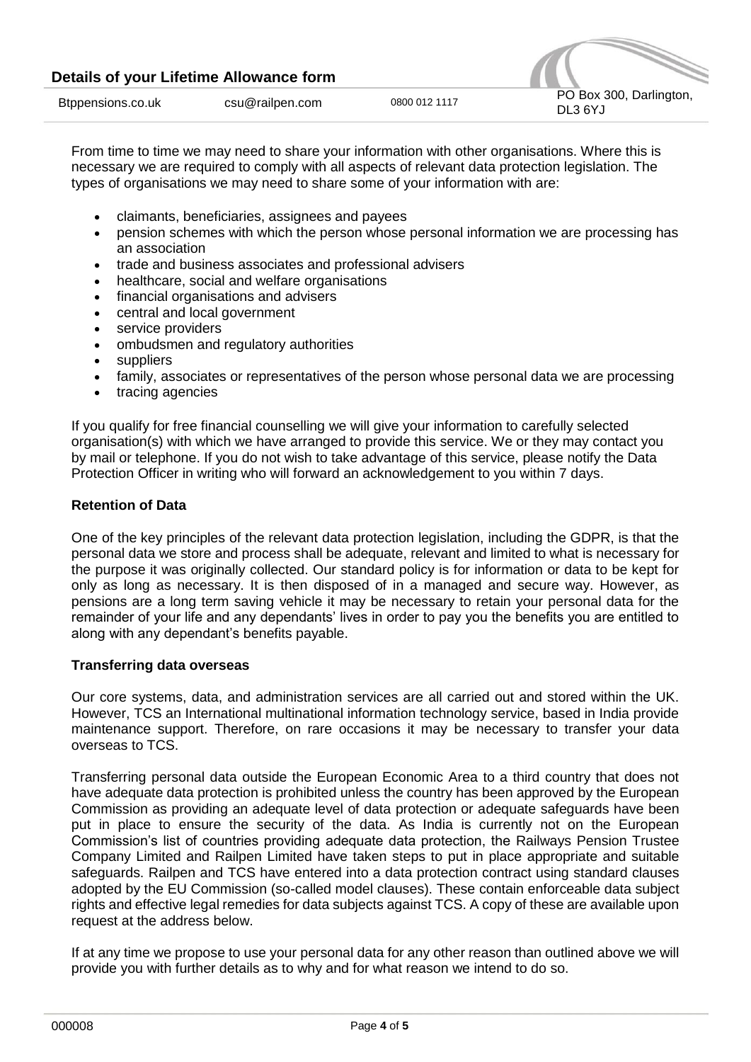From time to time we may need to share your information with other organisations. Where this is necessary we are required to comply with all aspects of relevant data protection legislation. The types of organisations we may need to share some of your information with are:

- claimants, beneficiaries, assignees and payees
- pension schemes with which the person whose personal information we are processing has an association
- trade and business associates and professional advisers
- healthcare, social and welfare organisations
- financial organisations and advisers
- central and local government
- service providers
- ombudsmen and regulatory authorities
- suppliers
- family, associates or representatives of the person whose personal data we are processing
- tracing agencies

If you qualify for free financial counselling we will give your information to carefully selected organisation(s) with which we have arranged to provide this service. We or they may contact you by mail or telephone. If you do not wish to take advantage of this service, please notify the Data Protection Officer in writing who will forward an acknowledgement to you within 7 days.

**Retention of Data**

One of the key principles of the relevant data protection legislation, including the GDPR, is that the personal data we store and process shall be adequate, relevant and limited to what is necessary for the purpose it was originally collected. Our standard policy is for information or data to be kept for only as long as necessary. It is then disposed of in a managed and secure way. However, as pensions are a long term saving vehicle it may be necessary to retain your personal data for the remainder of your life and any dependants' lives in order to pay you the benefits you are entitled to along with any dependant's benefits payable.

**Transferring data overseas**

Our core systems, data, and administration services are all carried out and stored within the UK. However, TCS an International multinational information technology service, based in India provide maintenance support. Therefore, on rare occasions it may be necessary to transfer your data overseas to TCS.

Transferring personal data outside the European Economic Area to a third country that does not have adequate data protection is prohibited unless the country has been approved by the European Commission as providing an adequate level of data protection or adequate safeguards have been put in place to ensure the security of the data. As India is currently not on the European Commission's list of countries providing adequate data protection, the Railways Pension Trustee Company Limited and Railpen Limited have taken steps to put in place appropriate and suitable safeguards. Railpen and TCS have entered into a data protection contract using standard clauses adopted by the EU Commission (so-called model clauses). These contain enforceable data subject rights and effective legal remedies for data subjects against TCS. A copy of these are available upon request at the address below.

If at any time we propose to use your personal data for any other reason than outlined above we will provide you with further details as to why and for what reason we intend to do so.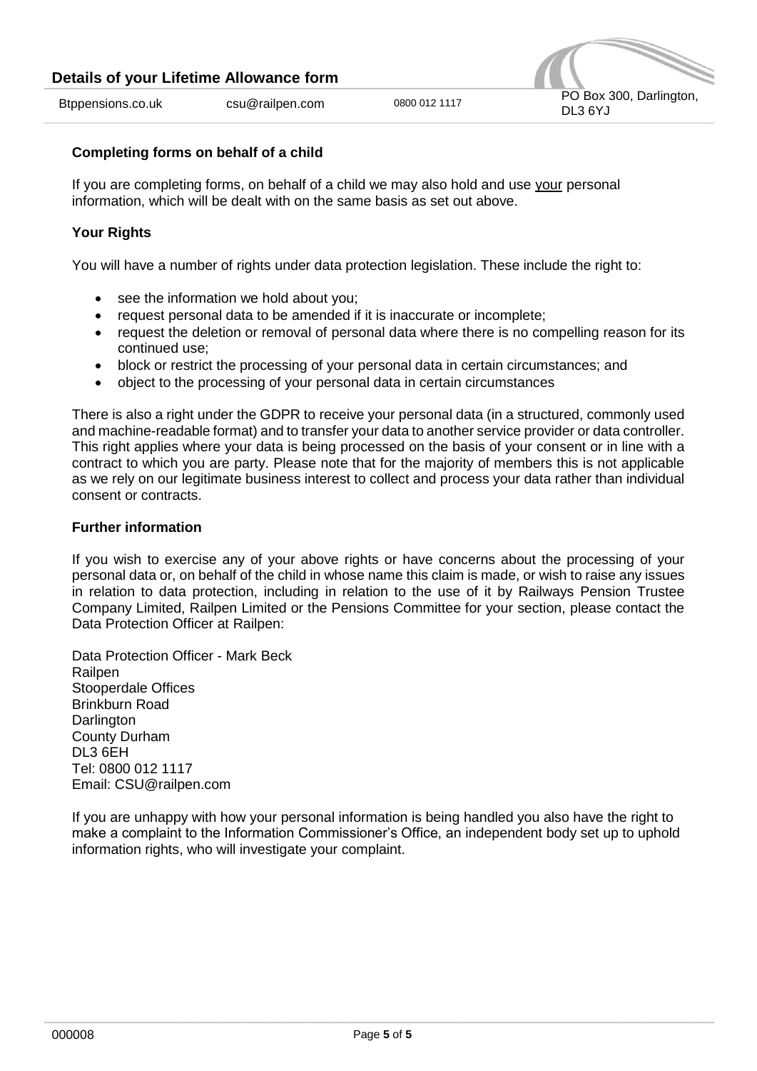### Completing forms on behalf of a child

If you are completing forms, on behalf of a child we may also hold and use your personal information, which will be dealt with on the same basis as set out above.

### Your Rights

You will have a number of rights under data protection legislation. These include the right to:

- see the information we hold about you;
- request personal data to be amended if it is inaccurate or incomplete;
- request the deletion or removal of personal data where there is no compelling reason for its continued use;
- block or restrict the processing of your personal data in certain circumstances; and
- object to the processing of your personal data in certain circumstances

There is also a right under the GDPR to receive your personal data (in a structured, commonly used and machine-readable format) and to transfer your data to another service provider or data controller. This right applies where your data is being processed on the basis of your consent or in line with a contract to which you are party. Please note that for the majority of members this is not applicable as we rely on our legitimate business interest to collect and process your data rather than individual consent or contracts.

### Further information

If you wish to exercise any of your above rights or have concerns about the processing of your personal data or, on behalf of the child in whose name this claim is made, or wish to raise any issues in relation to data protection, including in relation to the use of it by Railways Pension Trustee Company Limited, Railpen Limited or the Pensions Committee for your section, please contact the Data Protection Officer at Railpen:

Data Protection Officer - Mark Beck
Railpen
Stooperdale Offices
Brinkburn Road
Darlington
County Durham
DL3 6EH
Tel: 0800 012 1117
Email: CSU@railpen.com

If you are unhappy with how your personal information is being handled you also have the right to make a complaint to the Information Commissioner's Office, an independent body set up to uphold information rights, who will investigate your complaint.